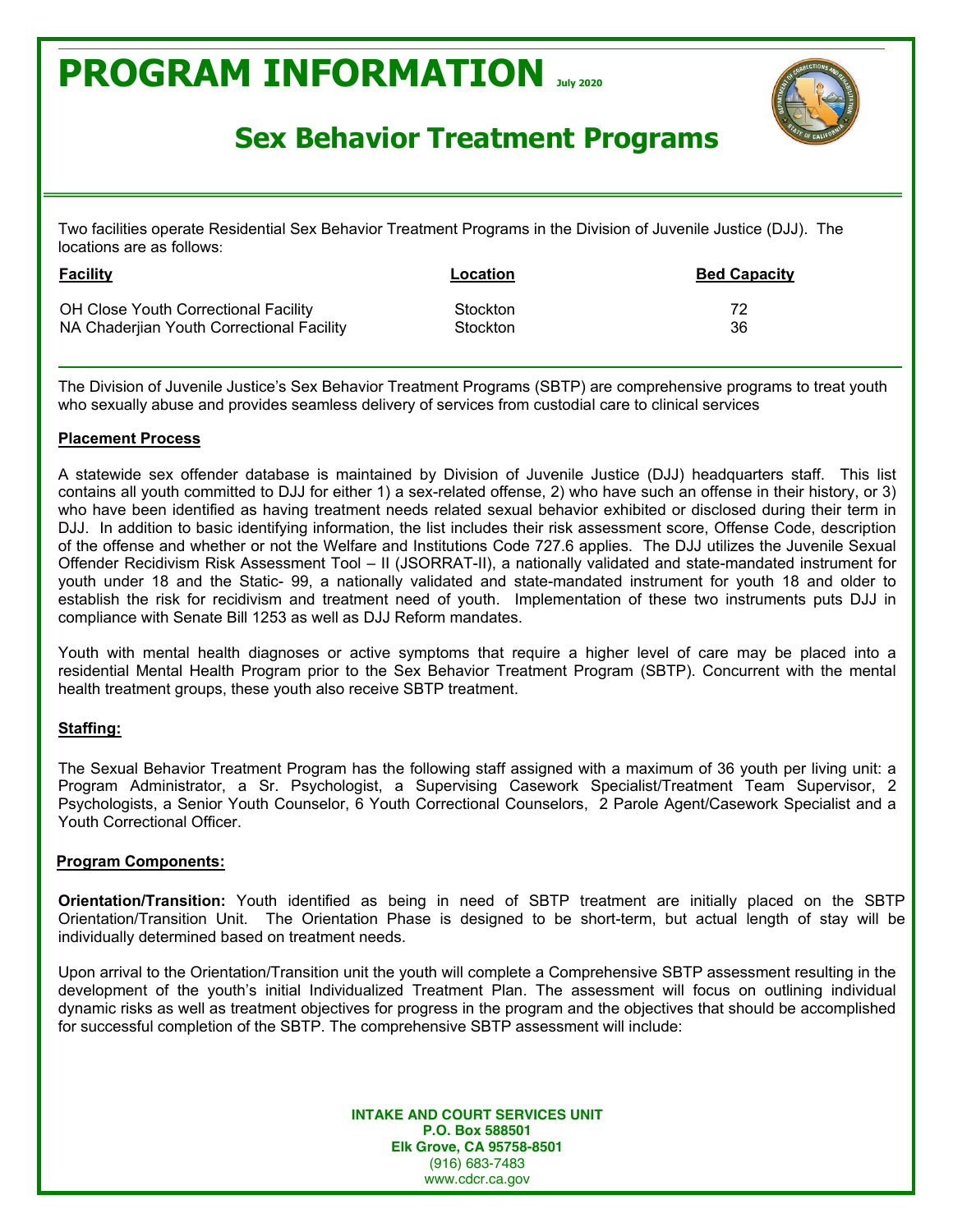# PROGRAM INFORMATION July 2020

## Sex Behavior Treatment Programs

Two facilities operate Residential Sex Behavior Treatment Programs in the Division of Juvenile Justice (DJJ). The locations are as follows:

| Facility | Location | Bed Capacity |
|---|---|---|
| OH Close Youth Correctional Facility | Stockton | 72 |
| NA Chaderjian Youth Correctional Facility | Stockton | 36 |

The Division of Juvenile Justice's Sex Behavior Treatment Programs (SBTP) are comprehensive programs to treat youth who sexually abuse and provides seamless delivery of services from custodial care to clinical services

**Placement Process**

A statewide sex offender database is maintained by Division of Juvenile Justice (DJJ) headquarters staff. This list contains all youth committed to DJJ for either 1) a sex-related offense, 2) who have such an offense in their history, or 3) who have been identified as having treatment needs related sexual behavior exhibited or disclosed during their term in DJJ. In addition to basic identifying information, the list includes their risk assessment score, Offense Code, description of the offense and whether or not the Welfare and Institutions Code 727.6 applies. The DJJ utilizes the Juvenile Sexual Offender Recidivism Risk Assessment Tool – II (JSORRAT-II), a nationally validated and state-mandated instrument for youth under 18 and the Static- 99, a nationally validated and state-mandated instrument for youth 18 and older to establish the risk for recidivism and treatment need of youth. Implementation of these two instruments puts DJJ in compliance with Senate Bill 1253 as well as DJJ Reform mandates.

Youth with mental health diagnoses or active symptoms that require a higher level of care may be placed into a residential Mental Health Program prior to the Sex Behavior Treatment Program (SBTP). Concurrent with the mental health treatment groups, these youth also receive SBTP treatment.

**Staffing:**

The Sexual Behavior Treatment Program has the following staff assigned with a maximum of 36 youth per living unit: a Program Administrator, a Sr. Psychologist, a Supervising Casework Specialist/Treatment Team Supervisor, 2 Psychologists, a Senior Youth Counselor, 6 Youth Correctional Counselors, 2 Parole Agent/Casework Specialist and a Youth Correctional Officer.

**Program Components:**

**Orientation/Transition:** Youth identified as being in need of SBTP treatment are initially placed on the SBTP Orientation/Transition Unit. The Orientation Phase is designed to be short-term, but actual length of stay will be individually determined based on treatment needs.

Upon arrival to the Orientation/Transition unit the youth will complete a Comprehensive SBTP assessment resulting in the development of the youth's initial Individualized Treatment Plan. The assessment will focus on outlining individual dynamic risks as well as treatment objectives for progress in the program and the objectives that should be accomplished for successful completion of the SBTP. The comprehensive SBTP assessment will include:

**INTAKE AND COURT SERVICES UNIT**
**P.O. Box 588501**
**Elk Grove, CA 95758-8501**
(916) 683-7483
www.cdcr.ca.gov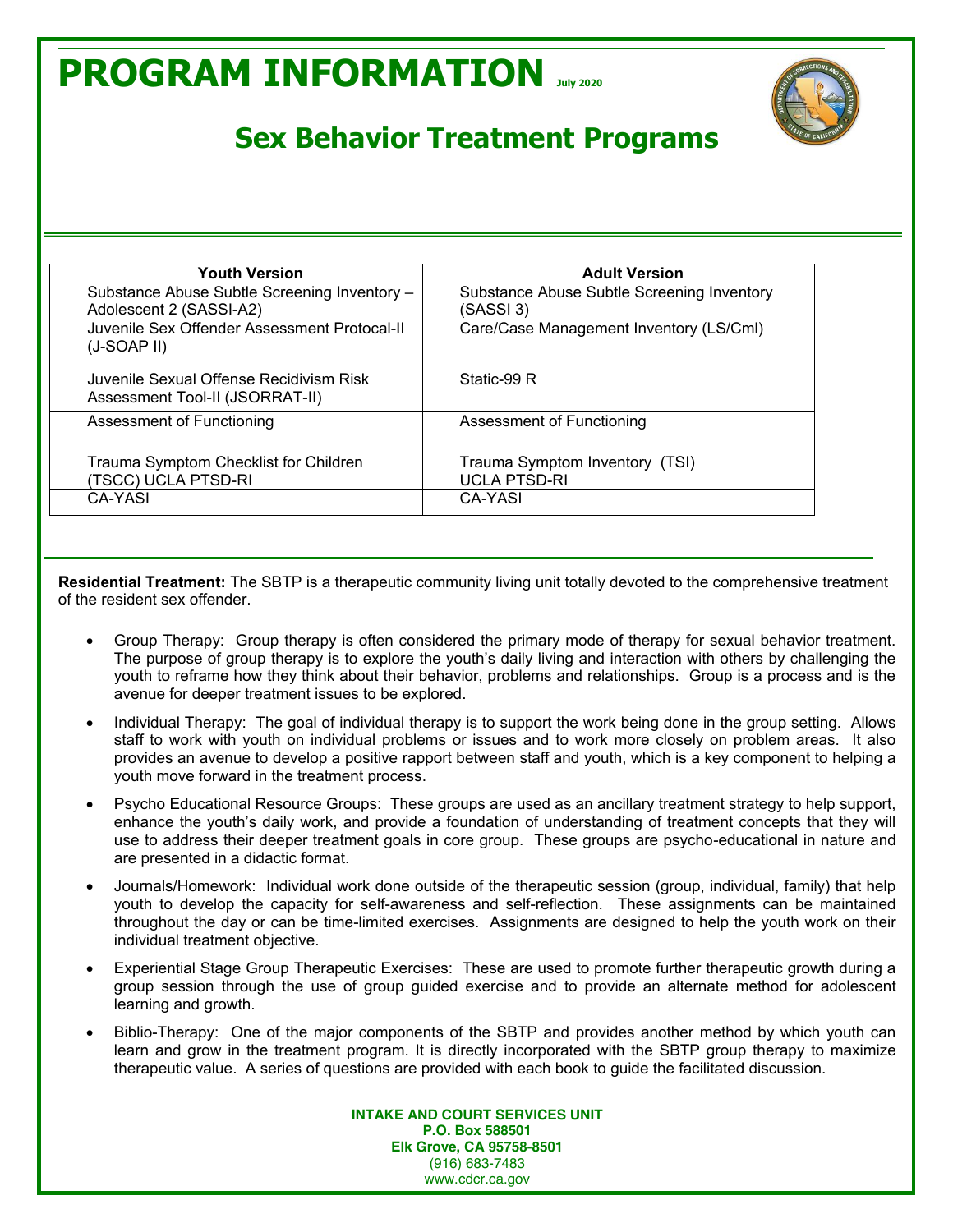# PROGRAM INFORMATION July 2020

## Sex Behavior Treatment Programs

| Youth Version | Adult Version |
|---|---|
| Substance Abuse Subtle Screening Inventory – Adolescent 2 (SASSI-A2) | Substance Abuse Subtle Screening Inventory (SASSI 3) |
| Juvenile Sex Offender Assessment Protocal-II (J-SOAP II) | Care/Case Management Inventory (LS/Cml) |
| Juvenile Sexual Offense Recidivism Risk Assessment Tool-II (JSORRAT-II) | Static-99 R |
| Assessment of Functioning | Assessment of Functioning |
| Trauma Symptom Checklist for Children (TSCC) UCLA PTSD-RI | Trauma Symptom Inventory (TSI) UCLA PTSD-RI |
| CA-YASI | CA-YASI |

**Residential Treatment:** The SBTP is a therapeutic community living unit totally devoted to the comprehensive treatment of the resident sex offender.

- Group Therapy: Group therapy is often considered the primary mode of therapy for sexual behavior treatment. The purpose of group therapy is to explore the youth's daily living and interaction with others by challenging the youth to reframe how they think about their behavior, problems and relationships. Group is a process and is the avenue for deeper treatment issues to be explored.
- Individual Therapy: The goal of individual therapy is to support the work being done in the group setting. Allows staff to work with youth on individual problems or issues and to work more closely on problem areas. It also provides an avenue to develop a positive rapport between staff and youth, which is a key component to helping a youth move forward in the treatment process.
- Psycho Educational Resource Groups: These groups are used as an ancillary treatment strategy to help support, enhance the youth's daily work, and provide a foundation of understanding of treatment concepts that they will use to address their deeper treatment goals in core group. These groups are psycho-educational in nature and are presented in a didactic format.
- Journals/Homework: Individual work done outside of the therapeutic session (group, individual, family) that help youth to develop the capacity for self-awareness and self-reflection. These assignments can be maintained throughout the day or can be time-limited exercises. Assignments are designed to help the youth work on their individual treatment objective.
- Experiential Stage Group Therapeutic Exercises: These are used to promote further therapeutic growth during a group session through the use of group guided exercise and to provide an alternate method for adolescent learning and growth.
- Biblio-Therapy: One of the major components of the SBTP and provides another method by which youth can learn and grow in the treatment program. It is directly incorporated with the SBTP group therapy to maximize therapeutic value. A series of questions are provided with each book to guide the facilitated discussion.

**INTAKE AND COURT SERVICES UNIT**
**P.O. Box 588501**
**Elk Grove, CA 95758-8501**
(916) 683-7483
www.cdcr.ca.gov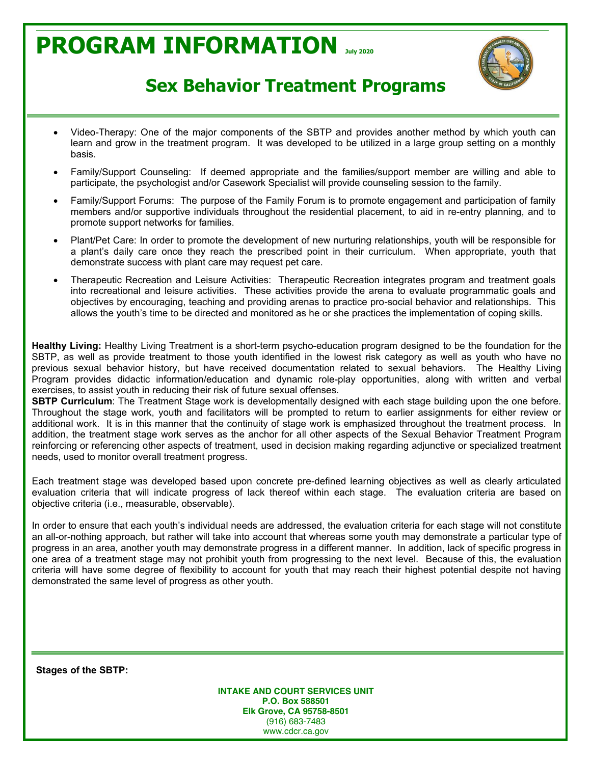# PROGRAM INFORMATION July 2020

## Sex Behavior Treatment Programs

- Video-Therapy: One of the major components of the SBTP and provides another method by which youth can learn and grow in the treatment program. It was developed to be utilized in a large group setting on a monthly basis.
- Family/Support Counseling: If deemed appropriate and the families/support member are willing and able to participate, the psychologist and/or Casework Specialist will provide counseling session to the family.
- Family/Support Forums: The purpose of the Family Forum is to promote engagement and participation of family members and/or supportive individuals throughout the residential placement, to aid in re-entry planning, and to promote support networks for families.
- Plant/Pet Care: In order to promote the development of new nurturing relationships, youth will be responsible for a plant's daily care once they reach the prescribed point in their curriculum. When appropriate, youth that demonstrate success with plant care may request pet care.
- Therapeutic Recreation and Leisure Activities: Therapeutic Recreation integrates program and treatment goals into recreational and leisure activities. These activities provide the arena to evaluate programmatic goals and objectives by encouraging, teaching and providing arenas to practice pro-social behavior and relationships. This allows the youth's time to be directed and monitored as he or she practices the implementation of coping skills.

**Healthy Living:** Healthy Living Treatment is a short-term psycho-education program designed to be the foundation for the SBTP, as well as provide treatment to those youth identified in the lowest risk category as well as youth who have no previous sexual behavior history, but have received documentation related to sexual behaviors. The Healthy Living Program provides didactic information/education and dynamic role-play opportunities, along with written and verbal exercises, to assist youth in reducing their risk of future sexual offenses.

**SBTP Curriculum**: The Treatment Stage work is developmentally designed with each stage building upon the one before. Throughout the stage work, youth and facilitators will be prompted to return to earlier assignments for either review or additional work. It is in this manner that the continuity of stage work is emphasized throughout the treatment process. In addition, the treatment stage work serves as the anchor for all other aspects of the Sexual Behavior Treatment Program reinforcing or referencing other aspects of treatment, used in decision making regarding adjunctive or specialized treatment needs, used to monitor overall treatment progress.

Each treatment stage was developed based upon concrete pre-defined learning objectives as well as clearly articulated evaluation criteria that will indicate progress of lack thereof within each stage. The evaluation criteria are based on objective criteria (i.e., measurable, observable).

In order to ensure that each youth's individual needs are addressed, the evaluation criteria for each stage will not constitute an all-or-nothing approach, but rather will take into account that whereas some youth may demonstrate a particular type of progress in an area, another youth may demonstrate progress in a different manner. In addition, lack of specific progress in one area of a treatment stage may not prohibit youth from progressing to the next level. Because of this, the evaluation criteria will have some degree of flexibility to account for youth that may reach their highest potential despite not having demonstrated the same level of progress as other youth.

**Stages of the SBTP:**

**INTAKE AND COURT SERVICES UNIT**
**P.O. Box 588501**
**Elk Grove, CA 95758-8501**
(916) 683-7483
www.cdcr.ca.gov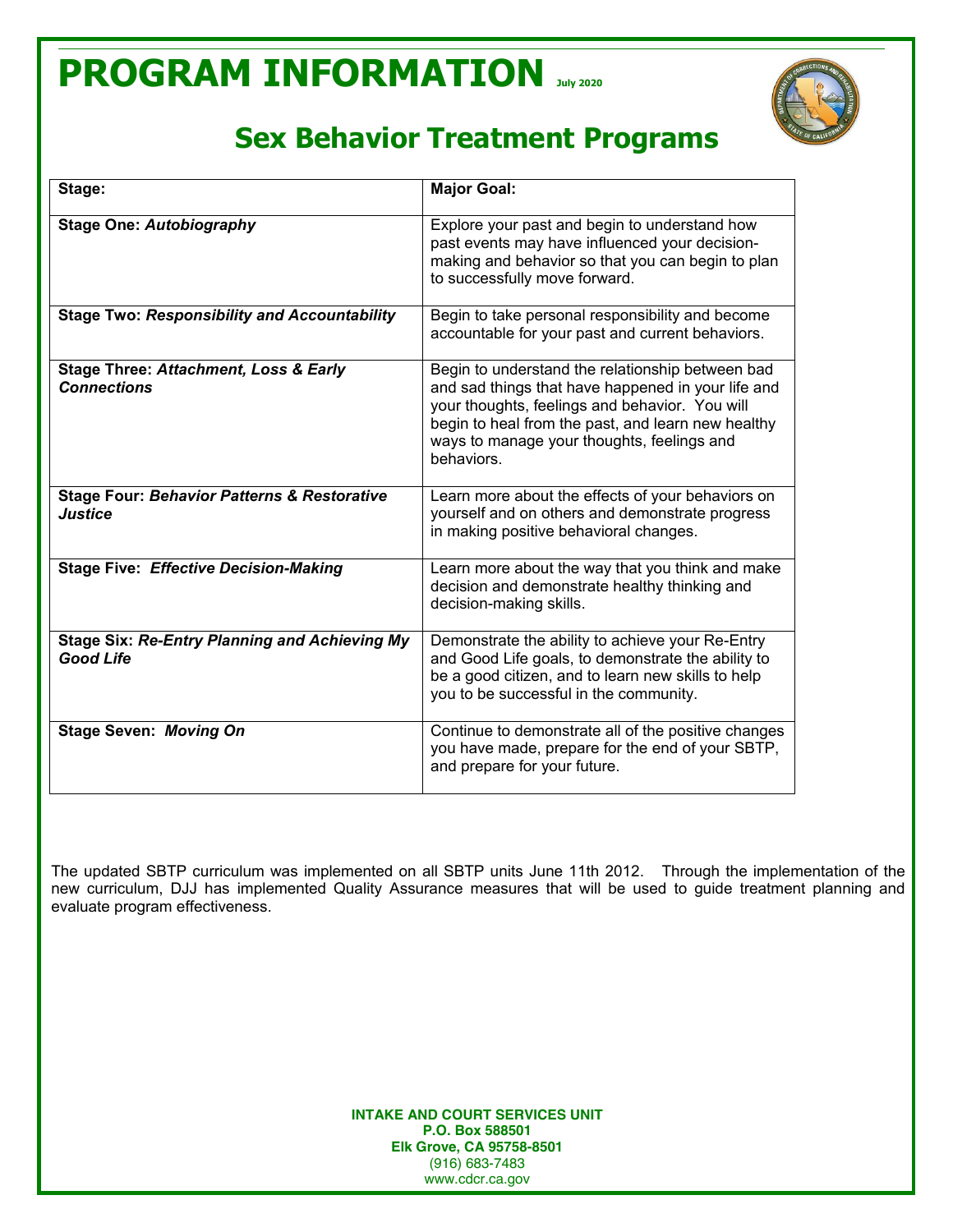# PROGRAM INFORMATION July 2020

## Sex Behavior Treatment Programs

| Stage: | Major Goal: |
|---|---|
| **Stage One:** ***Autobiography*** | Explore your past and begin to understand how past events may have influenced your decision-making and behavior so that you can begin to plan to successfully move forward. |
| **Stage Two:** ***Responsibility and Accountability*** | Begin to take personal responsibility and become accountable for your past and current behaviors. |
| **Stage Three:** ***Attachment, Loss & Early Connections*** | Begin to understand the relationship between bad and sad things that have happened in your life and your thoughts, feelings and behavior. You will begin to heal from the past, and learn new healthy ways to manage your thoughts, feelings and behaviors. |
| **Stage Four:** ***Behavior Patterns & Restorative Justice*** | Learn more about the effects of your behaviors on yourself and on others and demonstrate progress in making positive behavioral changes. |
| **Stage Five:** ***Effective Decision-Making*** | Learn more about the way that you think and make decision and demonstrate healthy thinking and decision-making skills. |
| **Stage Six:** ***Re-Entry Planning and Achieving My Good Life*** | Demonstrate the ability to achieve your Re-Entry and Good Life goals, to demonstrate the ability to be a good citizen, and to learn new skills to help you to be successful in the community. |
| **Stage Seven:** ***Moving On*** | Continue to demonstrate all of the positive changes you have made, prepare for the end of your SBTP, and prepare for your future. |

The updated SBTP curriculum was implemented on all SBTP units June 11th 2012. Through the implementation of the new curriculum, DJJ has implemented Quality Assurance measures that will be used to guide treatment planning and evaluate program effectiveness.

**INTAKE AND COURT SERVICES UNIT**
**P.O. Box 588501**
**Elk Grove, CA 95758-8501**
(916) 683-7483
www.cdcr.ca.gov